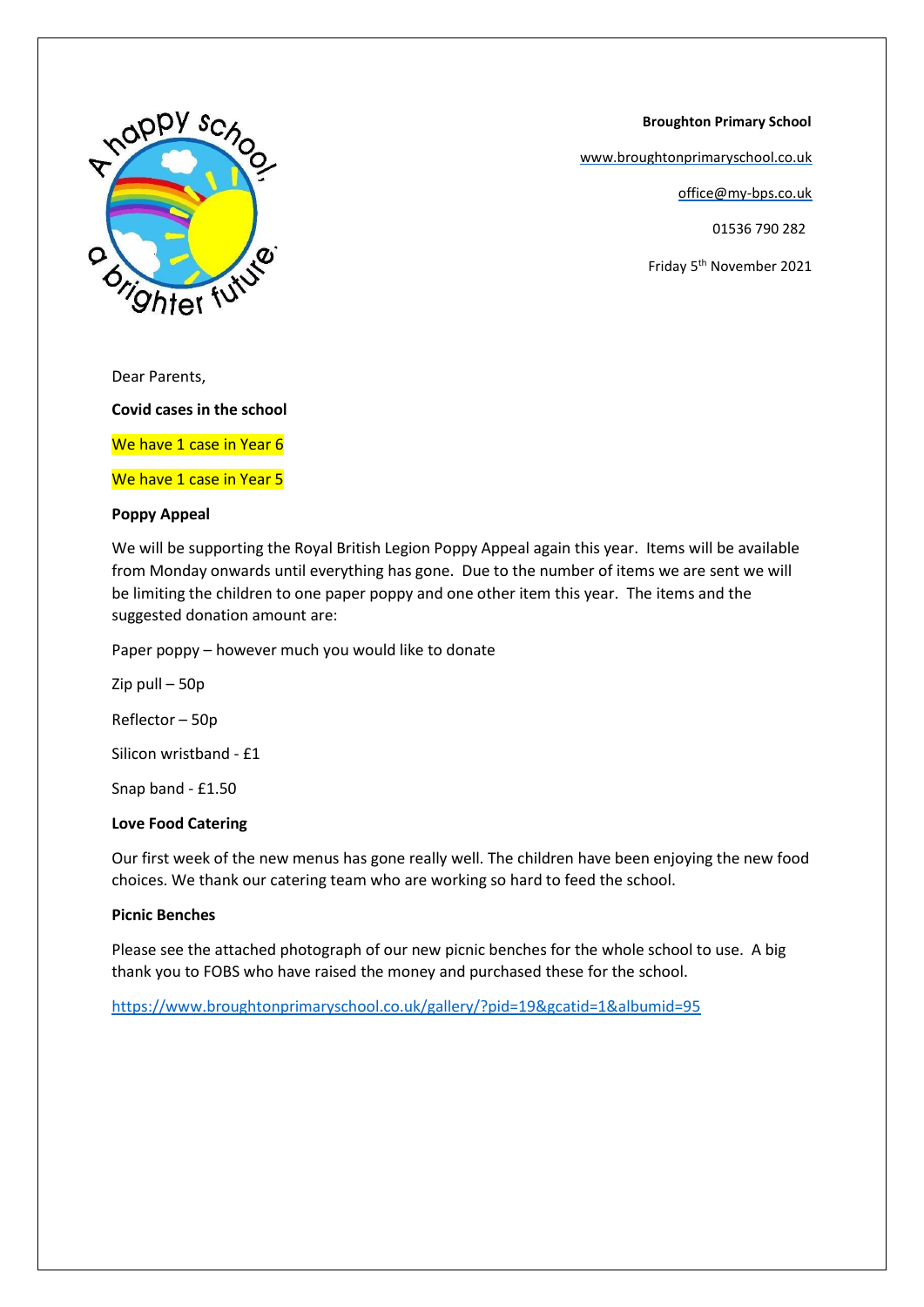**Broughton Primary School**

www.broughtonprimaryschool.co.uk

office@my-bps.co.uk

01536 790 282

Friday 5th November 2021

Dear Parents,

**Covid cases in the school**

We have 1 case in Year 6

We have 1 case in Year 5

**Poppy Appeal**

We will be supporting the Royal British Legion Poppy Appeal again this year. Items will be available from Monday onwards until everything has gone. Due to the number of items we are sent we will be limiting the children to one paper poppy and one other item this year. The items and the suggested donation amount are:

Paper poppy – however much you would like to donate

Zip pull – 50p

Reflector – 50p

Silicon wristband - £1

Snap band - £1.50

**Love Food Catering**

Our first week of the new menus has gone really well. The children have been enjoying the new food choices. We thank our catering team who are working so hard to feed the school.

**Picnic Benches**

Please see the attached photograph of our new picnic benches for the whole school to use. A big thank you to FOBS who have raised the money and purchased these for the school.

https://www.broughtonprimaryschool.co.uk/gallery/?pid=19&gcatid=1&albumid=95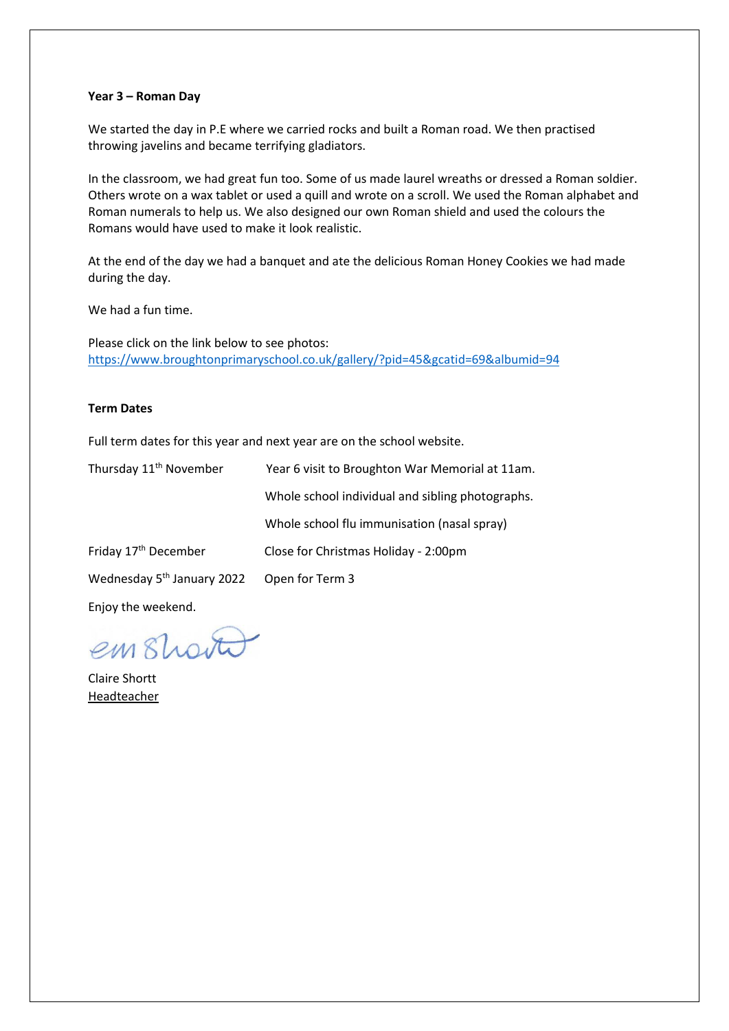**Year 3 – Roman Day**

We started the day in P.E where we carried rocks and built a Roman road. We then practised throwing javelins and became terrifying gladiators.

In the classroom, we had great fun too. Some of us made laurel wreaths or dressed a Roman soldier. Others wrote on a wax tablet or used a quill and wrote on a scroll. We used the Roman alphabet and Roman numerals to help us. We also designed our own Roman shield and used the colours the Romans would have used to make it look realistic.

At the end of the day we had a banquet and ate the delicious Roman Honey Cookies we had made during the day.

We had a fun time.

Please click on the link below to see photos:
https://www.broughtonprimaryschool.co.uk/gallery/?pid=45&gcatid=69&albumid=94

**Term Dates**

Full term dates for this year and next year are on the school website.

| | |
|---|---|
| Thursday 11th November | Year 6 visit to Broughton War Memorial at 11am. |
| | Whole school individual and sibling photographs. |
| | Whole school flu immunisation (nasal spray) |
| Friday 17th December | Close for Christmas Holiday - 2:00pm |
| Wednesday 5th January 2022 | Open for Term 3 |

Enjoy the weekend.

Claire Shortt
Headteacher